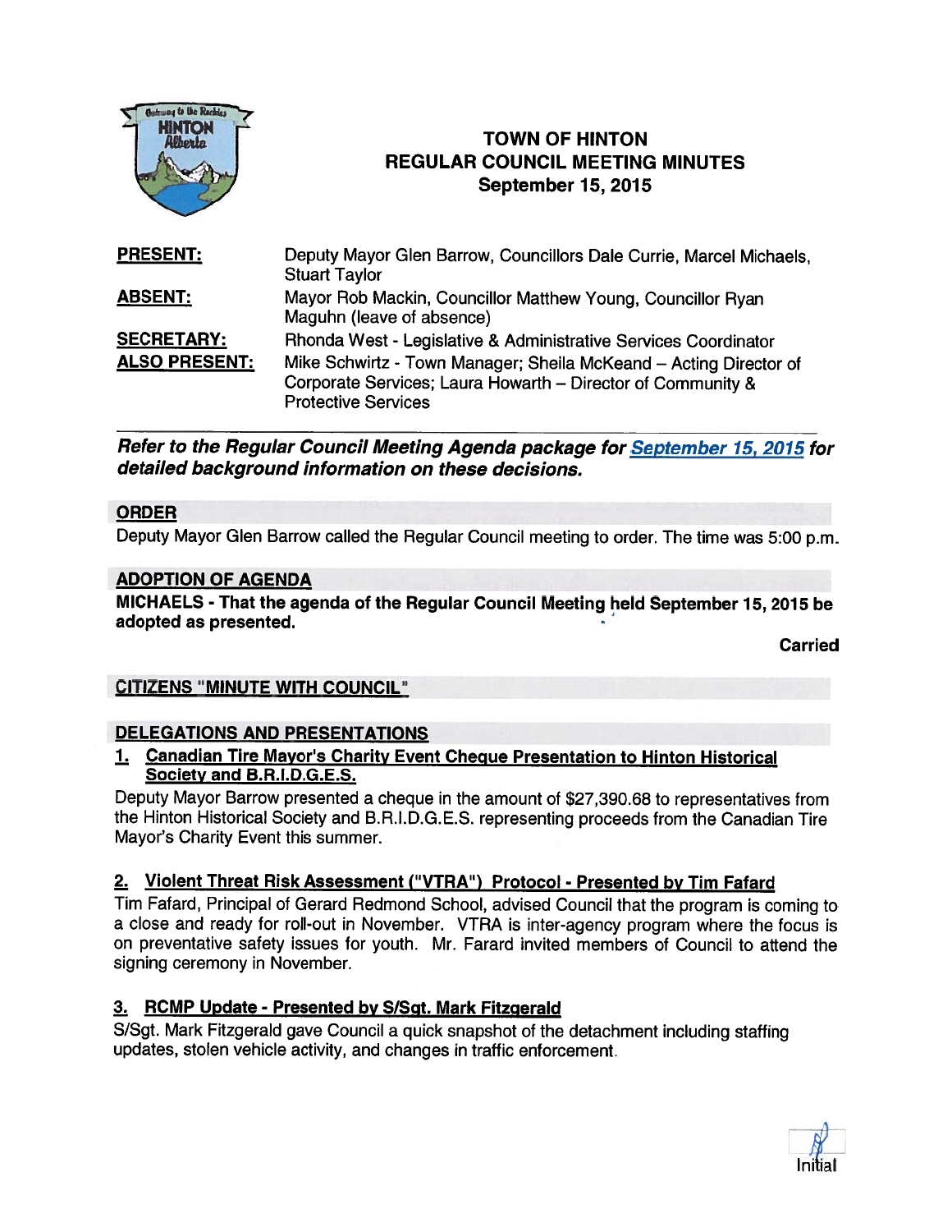# TOWN OF HINTON
## REGULAR COUNCIL MEETING MINUTES
### September 15, 2015

| | |
|---|---|
| **PRESENT:** | Deputy Mayor Glen Barrow, Councillors Dale Currie, Marcel Michaels, Stuart Taylor |
| **ABSENT:** | Mayor Rob Mackin, Councillor Matthew Young, Councillor Ryan Maguhn (leave of absence) |
| **SECRETARY:** | Rhonda West - Legislative & Administrative Services Coordinator |
| **ALSO PRESENT:** | Mike Schwirtz - Town Manager; Sheila McKeand – Acting Director of Corporate Services; Laura Howarth – Director of Community & Protective Services |

***Refer to the Regular Council Meeting Agenda package for September 15, 2015 for detailed background information on these decisions.***

## ORDER

Deputy Mayor Glen Barrow called the Regular Council meeting to order. The time was 5:00 p.m.

## ADOPTION OF AGENDA

**MICHAELS - That the agenda of the Regular Council Meeting held September 15, 2015 be adopted as presented.**

**Carried**

## CITIZENS "MINUTE WITH COUNCIL"

## DELEGATIONS AND PRESENTATIONS

### 1. Canadian Tire Mayor's Charity Event Cheque Presentation to Hinton Historical Society and B.R.I.D.G.E.S.

Deputy Mayor Barrow presented a cheque in the amount of $27,390.68 to representatives from the Hinton Historical Society and B.R.I.D.G.E.S. representing proceeds from the Canadian Tire Mayor's Charity Event this summer.

### 2. Violent Threat Risk Assessment ("VTRA") Protocol - Presented by Tim Fafard

Tim Fafard, Principal of Gerard Redmond School, advised Council that the program is coming to a close and ready for roll-out in November. VTRA is inter-agency program where the focus is on preventative safety issues for youth. Mr. Farard invited members of Council to attend the signing ceremony in November.

### 3. RCMP Update - Presented by S/Sgt. Mark Fitzgerald

S/Sgt. Mark Fitzgerald gave Council a quick snapshot of the detachment including staffing updates, stolen vehicle activity, and changes in traffic enforcement.

Initial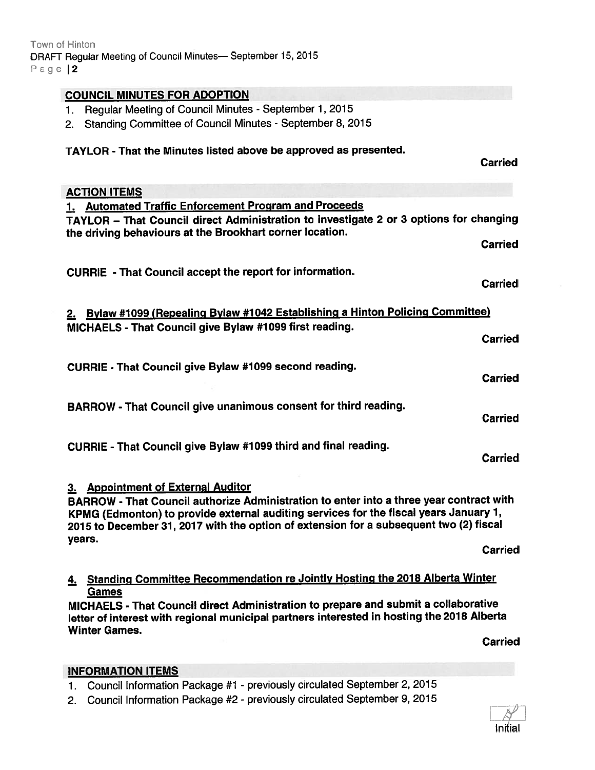## COUNCIL MINUTES FOR ADOPTION

1. Regular Meeting of Council Minutes - September 1, 2015
2. Standing Committee of Council Minutes - September 8, 2015

**TAYLOR - That the Minutes listed above be approved as presented.**

**Carried**

## ACTION ITEMS

**1. Automated Traffic Enforcement Program and Proceeds**

**TAYLOR – That Council direct Administration to investigate 2 or 3 options for changing the driving behaviours at the Brookhart corner location.**

**Carried**

**CURRIE - That Council accept the report for information.**

**Carried**

**2. Bylaw #1099 (Repealing Bylaw #1042 Establishing a Hinton Policing Committee)**

**MICHAELS - That Council give Bylaw #1099 first reading.**

**Carried**

**CURRIE - That Council give Bylaw #1099 second reading.**

**Carried**

**BARROW - That Council give unanimous consent for third reading.**

**Carried**

**CURRIE - That Council give Bylaw #1099 third and final reading.**

**Carried**

**3. Appointment of External Auditor**

**BARROW - That Council authorize Administration to enter into a three year contract with KPMG (Edmonton) to provide external auditing services for the fiscal years January 1, 2015 to December 31, 2017 with the option of extension for a subsequent two (2) fiscal years.**

**Carried**

**4. Standing Committee Recommendation re Jointly Hosting the 2018 Alberta Winter Games**

**MICHAELS - That Council direct Administration to prepare and submit a collaborative letter of interest with regional municipal partners interested in hosting the 2018 Alberta Winter Games.**

**Carried**

## INFORMATION ITEMS

1. Council Information Package #1 - previously circulated September 2, 2015
2. Council Information Package #2 - previously circulated September 9, 2015

Initial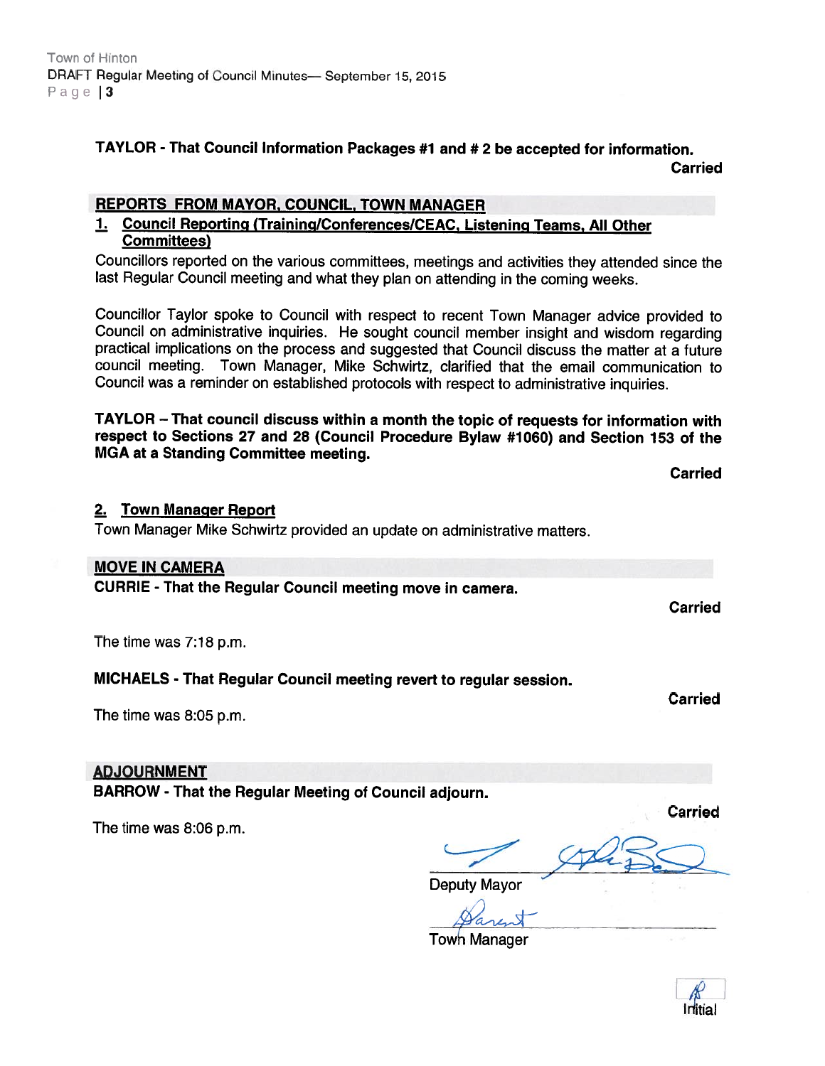**TAYLOR - That Council Information Packages #1 and # 2 be accepted for information.**

**Carried**

## REPORTS FROM MAYOR, COUNCIL, TOWN MANAGER

### 1. Council Reporting (Training/Conferences/CEAC, Listening Teams, All Other Committees)

Councillors reported on the various committees, meetings and activities they attended since the last Regular Council meeting and what they plan on attending in the coming weeks.

Councillor Taylor spoke to Council with respect to recent Town Manager advice provided to Council on administrative inquiries. He sought council member insight and wisdom regarding practical implications on the process and suggested that Council discuss the matter at a future council meeting. Town Manager, Mike Schwirtz, clarified that the email communication to Council was a reminder on established protocols with respect to administrative inquiries.

**TAYLOR – That council discuss within a month the topic of requests for information with respect to Sections 27 and 28 (Council Procedure Bylaw #1060) and Section 153 of the MGA at a Standing Committee meeting.**

**Carried**

### 2. Town Manager Report

Town Manager Mike Schwirtz provided an update on administrative matters.

## MOVE IN CAMERA

**CURRIE - That the Regular Council meeting move in camera.**

**Carried**

The time was 7:18 p.m.

**MICHAELS - That Regular Council meeting revert to regular session.**

**Carried**

The time was 8:05 p.m.

## ADJOURNMENT

**BARROW - That the Regular Meeting of Council adjourn.**

**Carried**

The time was 8:06 p.m.

Deputy Mayor

Town Manager

Initial